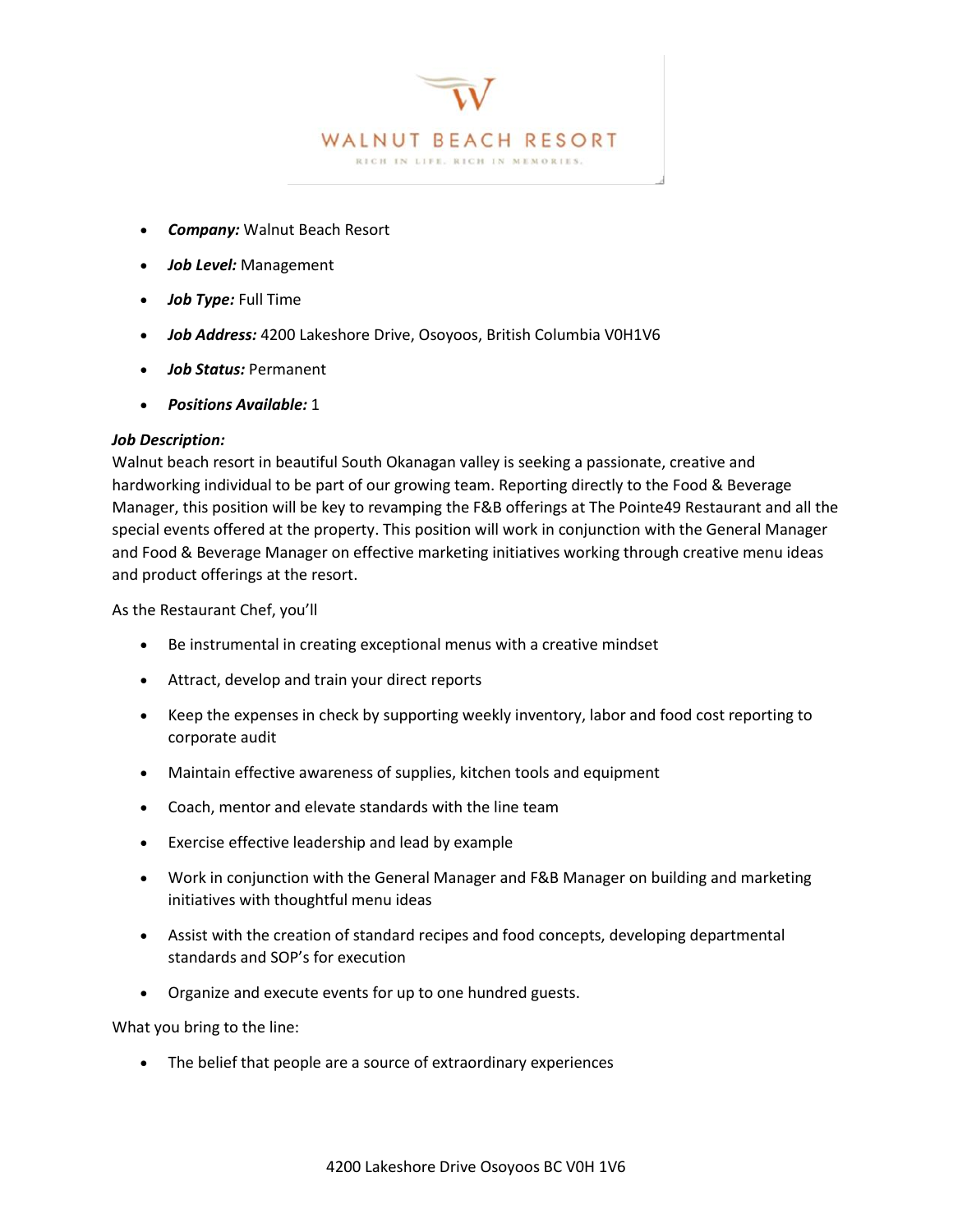WALNUT BEACH RESORT

RICH IN LIFE. RICH IN MEMORIES.

- ***Company:*** Walnut Beach Resort
- ***Job Level:*** Management
- ***Job Type:*** Full Time
- ***Job Address:*** 4200 Lakeshore Drive, Osoyoos, British Columbia V0H1V6
- ***Job Status:*** Permanent
- ***Positions Available:*** 1

***Job Description:***
Walnut beach resort in beautiful South Okanagan valley is seeking a passionate, creative and hardworking individual to be part of our growing team. Reporting directly to the Food & Beverage Manager, this position will be key to revamping the F&B offerings at The Pointe49 Restaurant and all the special events offered at the property. This position will work in conjunction with the General Manager and Food & Beverage Manager on effective marketing initiatives working through creative menu ideas and product offerings at the resort.

As the Restaurant Chef, you'll

- Be instrumental in creating exceptional menus with a creative mindset
- Attract, develop and train your direct reports
- Keep the expenses in check by supporting weekly inventory, labor and food cost reporting to corporate audit
- Maintain effective awareness of supplies, kitchen tools and equipment
- Coach, mentor and elevate standards with the line team
- Exercise effective leadership and lead by example
- Work in conjunction with the General Manager and F&B Manager on building and marketing initiatives with thoughtful menu ideas
- Assist with the creation of standard recipes and food concepts, developing departmental standards and SOP's for execution
- Organize and execute events for up to one hundred guests.

What you bring to the line:

- The belief that people are a source of extraordinary experiences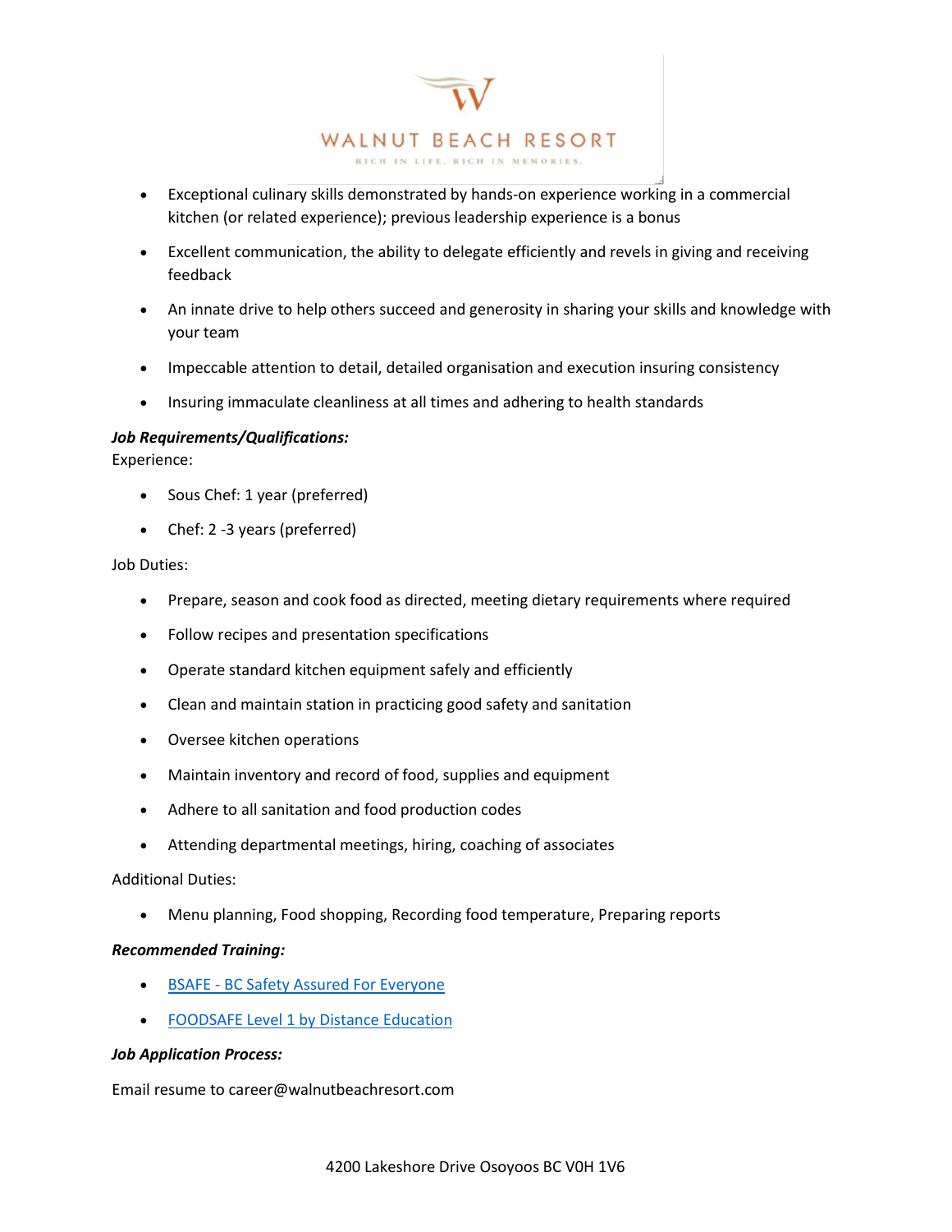- Exceptional culinary skills demonstrated by hands-on experience working in a commercial kitchen (or related experience); previous leadership experience is a bonus
- Excellent communication, the ability to delegate efficiently and revels in giving and receiving feedback
- An innate drive to help others succeed and generosity in sharing your skills and knowledge with your team
- Impeccable attention to detail, detailed organisation and execution insuring consistency
- Insuring immaculate cleanliness at all times and adhering to health standards

***Job Requirements/Qualifications:***

Experience:

- Sous Chef: 1 year (preferred)
- Chef: 2 -3 years (preferred)

Job Duties:

- Prepare, season and cook food as directed, meeting dietary requirements where required
- Follow recipes and presentation specifications
- Operate standard kitchen equipment safely and efficiently
- Clean and maintain station in practicing good safety and sanitation
- Oversee kitchen operations
- Maintain inventory and record of food, supplies and equipment
- Adhere to all sanitation and food production codes
- Attending departmental meetings, hiring, coaching of associates

Additional Duties:

- Menu planning, Food shopping, Recording food temperature, Preparing reports

***Recommended Training:***

- BSAFE - BC Safety Assured For Everyone
- FOODSAFE Level 1 by Distance Education

***Job Application Process:***

Email resume to career@walnutbeachresort.com